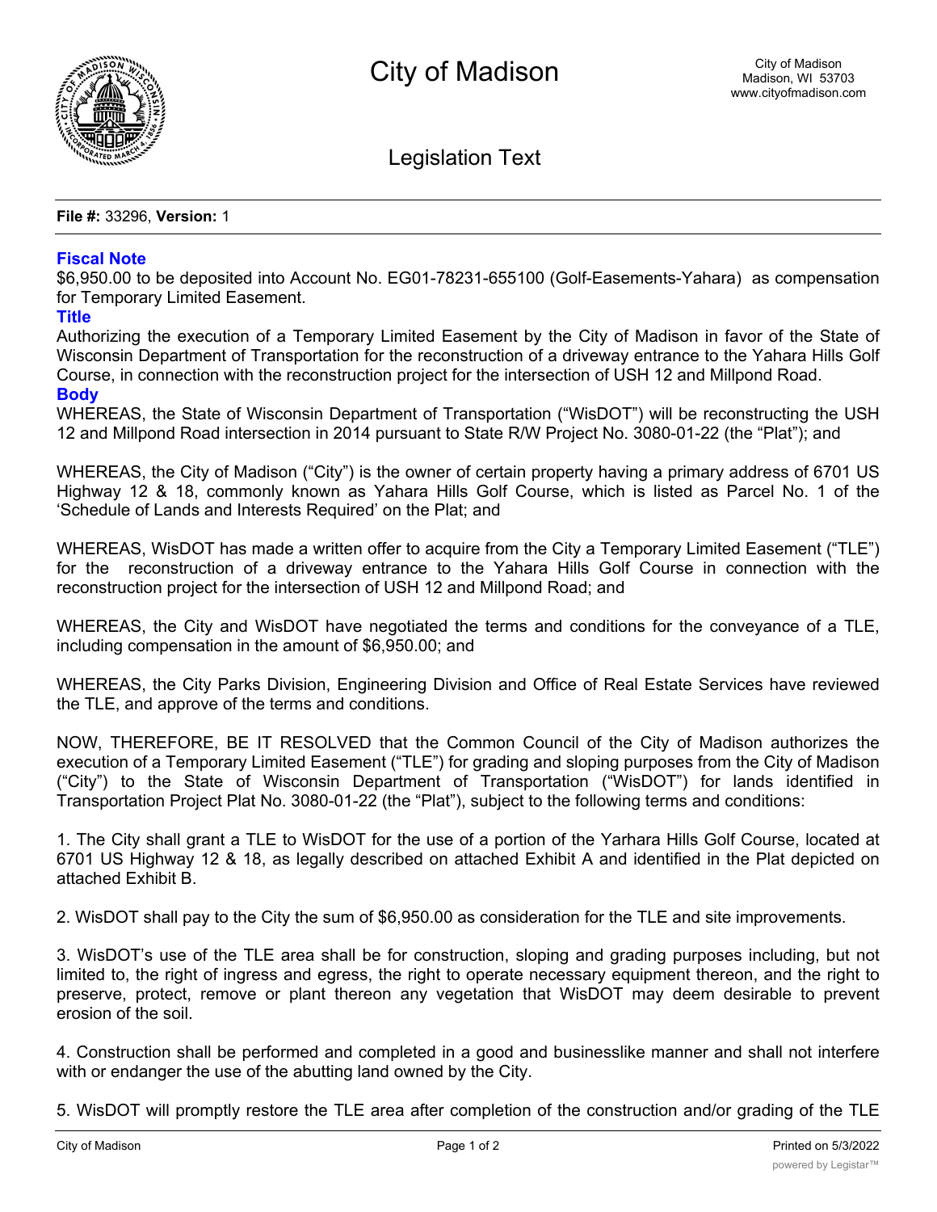# City of Madison

City of Madison
Madison, WI 53703
www.cityofmadison.com

## Legislation Text

**File #:** 33296, **Version:** 1

### Fiscal Note

$6,950.00 to be deposited into Account No. EG01-78231-655100 (Golf-Easements-Yahara) as compensation for Temporary Limited Easement.

### Title

Authorizing the execution of a Temporary Limited Easement by the City of Madison in favor of the State of Wisconsin Department of Transportation for the reconstruction of a driveway entrance to the Yahara Hills Golf Course, in connection with the reconstruction project for the intersection of USH 12 and Millpond Road.

### Body

WHEREAS, the State of Wisconsin Department of Transportation ("WisDOT") will be reconstructing the USH 12 and Millpond Road intersection in 2014 pursuant to State R/W Project No. 3080-01-22 (the "Plat"); and

WHEREAS, the City of Madison ("City") is the owner of certain property having a primary address of 6701 US Highway 12 & 18, commonly known as Yahara Hills Golf Course, which is listed as Parcel No. 1 of the 'Schedule of Lands and Interests Required' on the Plat; and

WHEREAS, WisDOT has made a written offer to acquire from the City a Temporary Limited Easement ("TLE") for the reconstruction of a driveway entrance to the Yahara Hills Golf Course in connection with the reconstruction project for the intersection of USH 12 and Millpond Road; and

WHEREAS, the City and WisDOT have negotiated the terms and conditions for the conveyance of a TLE, including compensation in the amount of $6,950.00; and

WHEREAS, the City Parks Division, Engineering Division and Office of Real Estate Services have reviewed the TLE, and approve of the terms and conditions.

NOW, THEREFORE, BE IT RESOLVED that the Common Council of the City of Madison authorizes the execution of a Temporary Limited Easement ("TLE") for grading and sloping purposes from the City of Madison ("City") to the State of Wisconsin Department of Transportation ("WisDOT") for lands identified in Transportation Project Plat No. 3080-01-22 (the "Plat"), subject to the following terms and conditions:

1. The City shall grant a TLE to WisDOT for the use of a portion of the Yarhara Hills Golf Course, located at 6701 US Highway 12 & 18, as legally described on attached Exhibit A and identified in the Plat depicted on attached Exhibit B.

2. WisDOT shall pay to the City the sum of $6,950.00 as consideration for the TLE and site improvements.

3. WisDOT's use of the TLE area shall be for construction, sloping and grading purposes including, but not limited to, the right of ingress and egress, the right to operate necessary equipment thereon, and the right to preserve, protect, remove or plant thereon any vegetation that WisDOT may deem desirable to prevent erosion of the soil.

4. Construction shall be performed and completed in a good and businesslike manner and shall not interfere with or endanger the use of the abutting land owned by the City.

5. WisDOT will promptly restore the TLE area after completion of the construction and/or grading of the TLE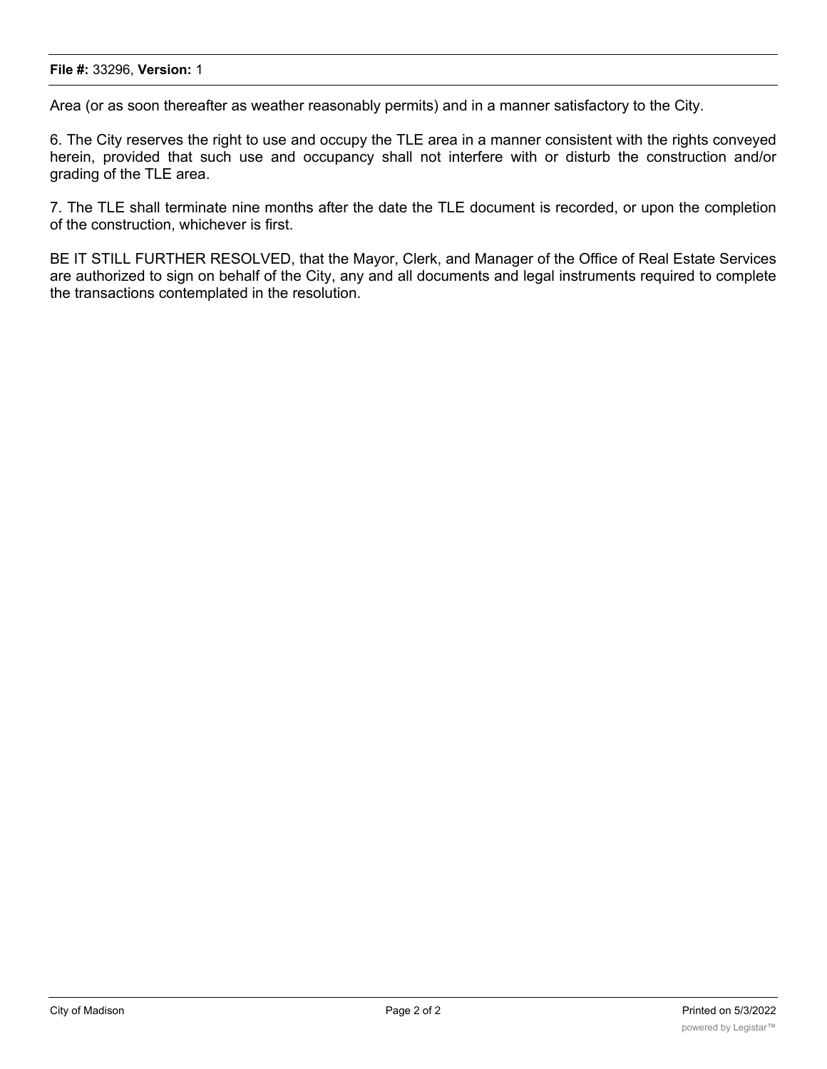Area (or as soon thereafter as weather reasonably permits) and in a manner satisfactory to the City.

6. The City reserves the right to use and occupy the TLE area in a manner consistent with the rights conveyed herein, provided that such use and occupancy shall not interfere with or disturb the construction and/or grading of the TLE area.

7. The TLE shall terminate nine months after the date the TLE document is recorded, or upon the completion of the construction, whichever is first.

BE IT STILL FURTHER RESOLVED, that the Mayor, Clerk, and Manager of the Office of Real Estate Services are authorized to sign on behalf of the City, any and all documents and legal instruments required to complete the transactions contemplated in the resolution.